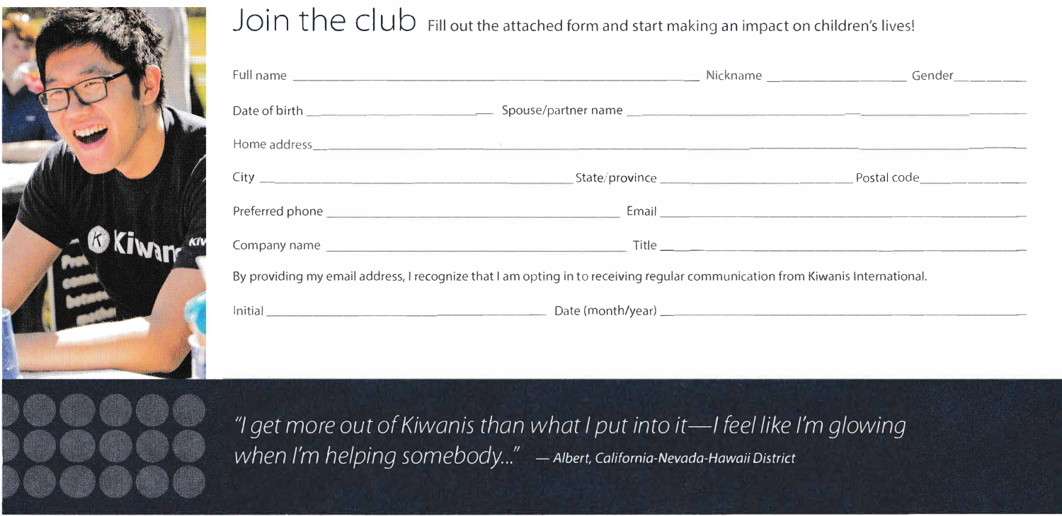# Join the club

Fill out the attached form and start making an impact on children's lives!

Full name ______________________ Nickname ______________ Gender ________

Date of birth ______________ Spouse/partner name ______________________

Home address ______________________________________________

City ______________ State/province ______________ Postal code ______________

Preferred phone ______________ Email ______________________

Company name ______________ Title ______________________

By providing my email address, I recognize that I am opting in to receiving regular communication from Kiwanis International.

Initial ______________ Date (month/year) ______________

*"I get more out of Kiwanis than what I put into it—I feel like I'm glowing when I'm helping somebody..."* — *Albert, California-Nevada-Hawaii District*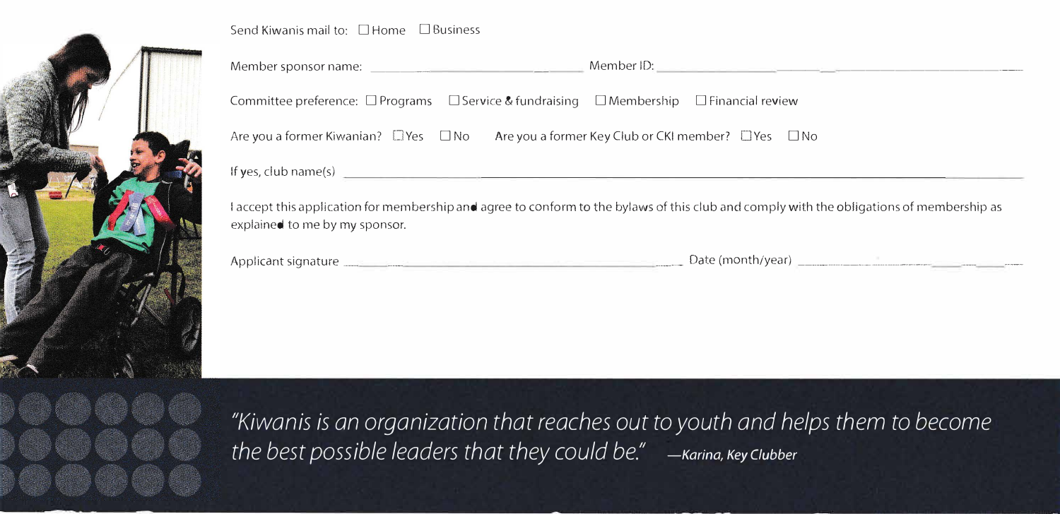Send Kiwanis mail to: ☐ Home ☐ Business

Member sponsor name: ______________________ Member ID: ______________________

Committee preference: ☐ Programs ☐ Service & fundraising ☐ Membership ☐ Financial review

Are you a former Kiwanian? ☐ Yes ☐ No Are you a former Key Club or CKI member? ☐ Yes ☐ No

If yes, club name(s) ______________________________________________

I accept this application for membership and agree to conform to the bylaws of this club and comply with the obligations of membership as explained to me by my sponsor.

Applicant signature ______________________ Date (month/year) ______________________

*"Kiwanis is an organization that reaches out to youth and helps them to become the best possible leaders that they could be."* —*Karina, Key Clubber*